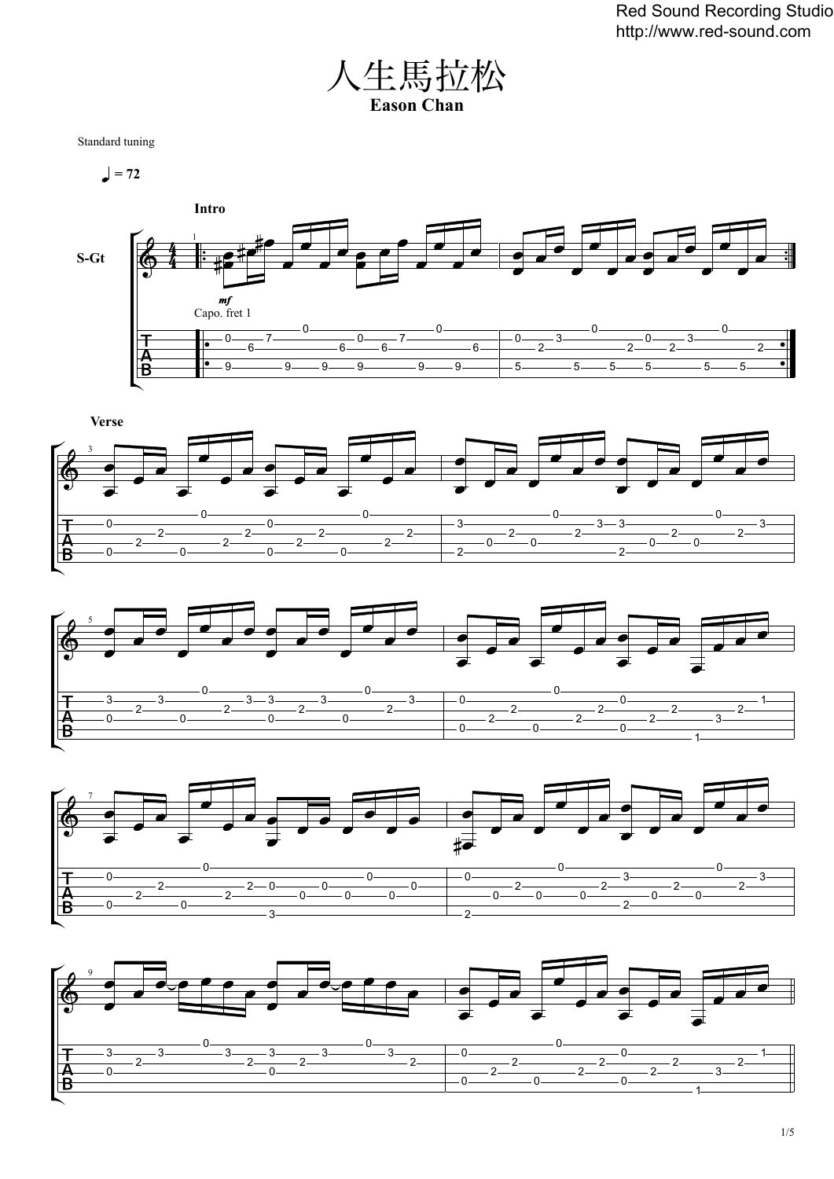# 人生馬拉松

**Eason Chan**

Standard tuning

♩ = 72

**Intro**

S-Gt

*mf*

Capo. fret 1

**Verse**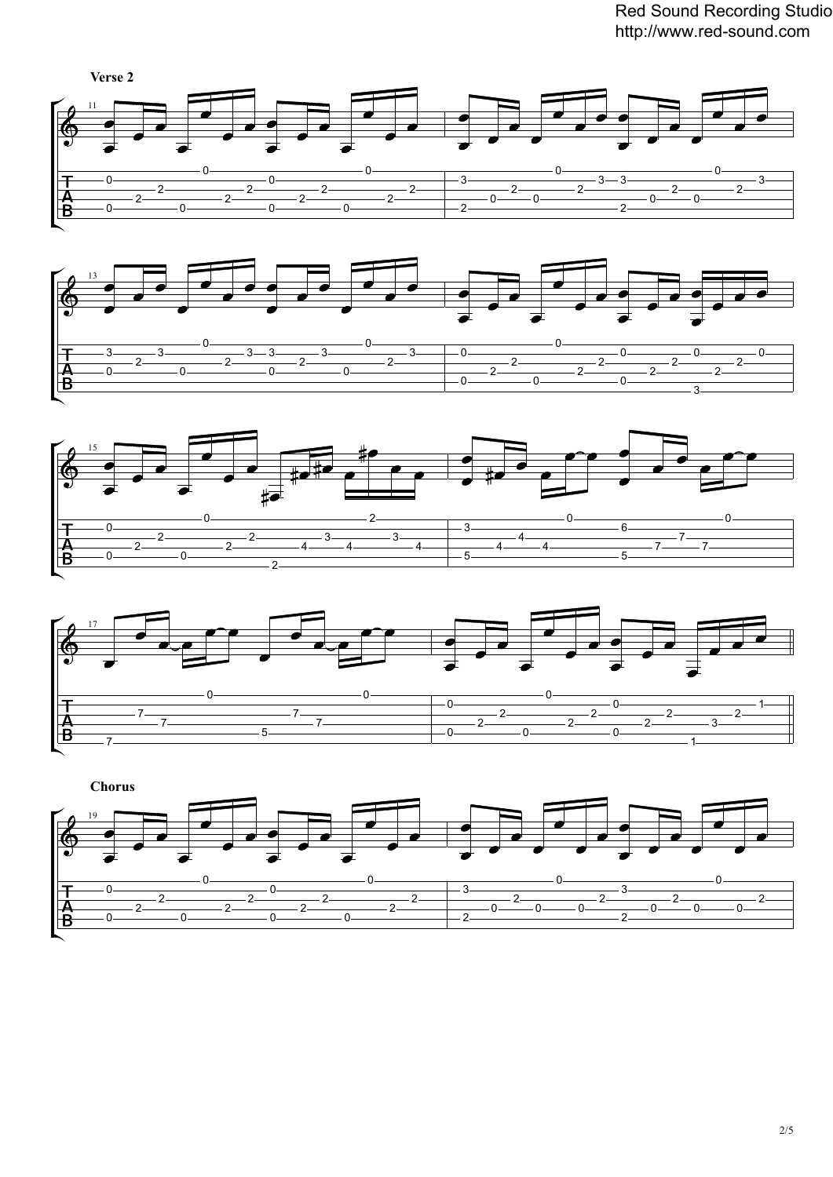**Verse 2**

**Chorus**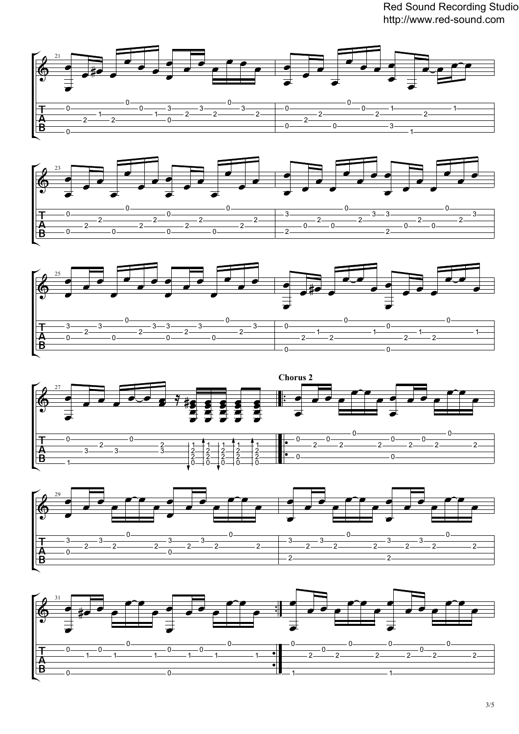**Chorus 2**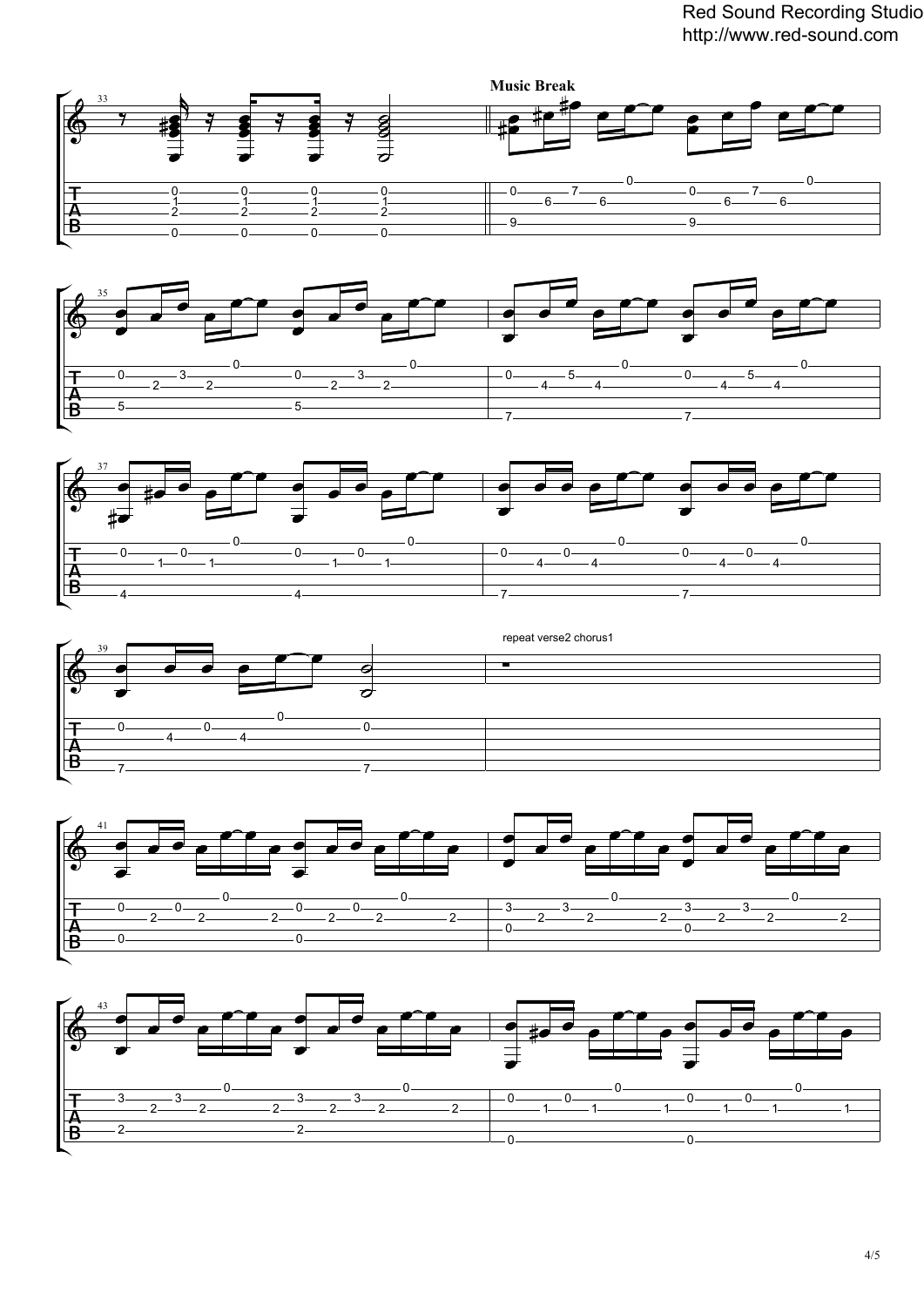**Music Break**

repeat verse2 chorus1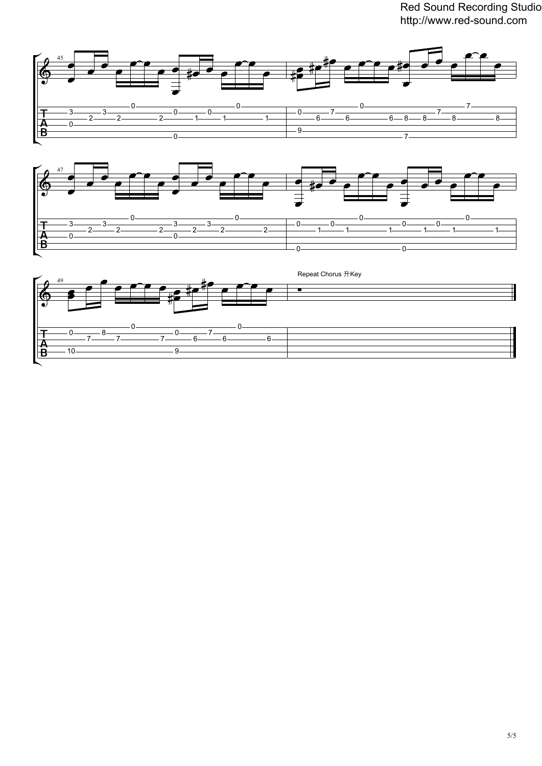Repeat Chorus 升Key